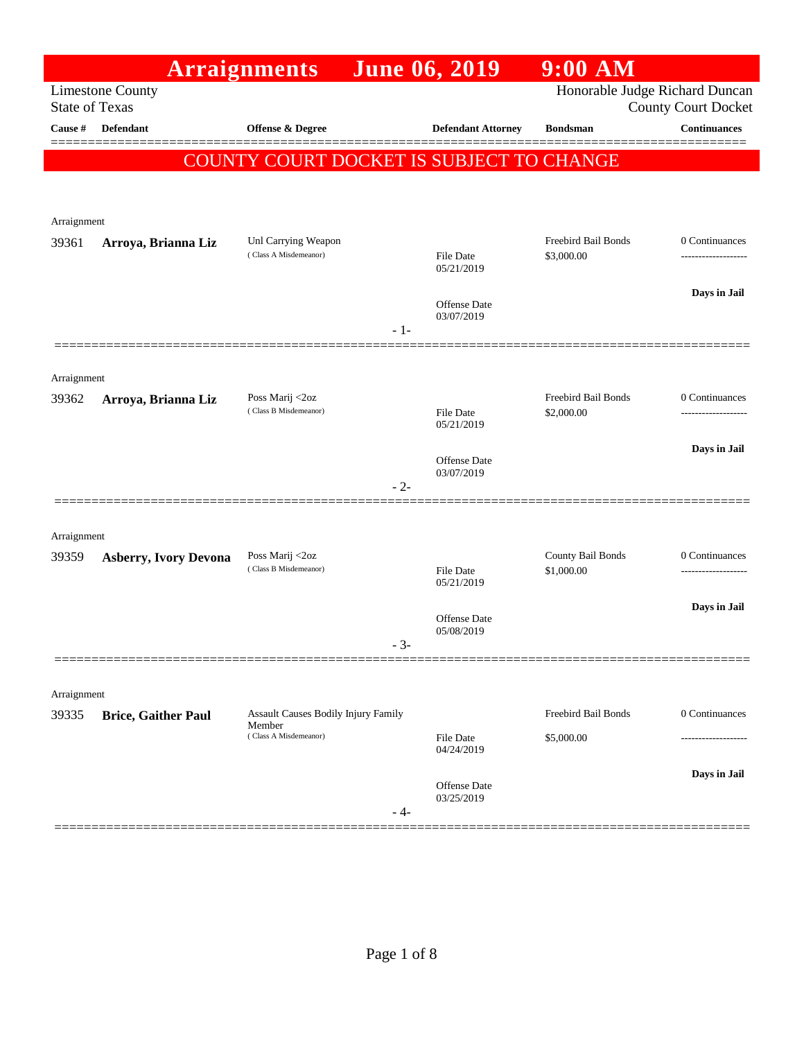# Arraignments June 06, 2019 9:00 AM

Limestone County
State of Texas

Honorable Judge Richard Duncan
County Court Docket

**COUNTY COURT DOCKET IS SUBJECT TO CHANGE**

| Cause # | Defendant | Offense & Degree | Defendant Attorney | Bondsman | Continuances |
|---|---|---|---|---|---|
| Arraignment | | | | | |
| 39361 | **Arroya, Brianna Liz** | Unl Carrying Weapon (Class A Misdemeanor) | File Date 05/21/2019; Offense Date 03/07/2019 | Freebird Bail Bonds $3,000.00 | 0 Continuances; Days in Jail |
| Arraignment | | | | | |
| 39362 | **Arroya, Brianna Liz** | Poss Marij <2oz (Class B Misdemeanor) | File Date 05/21/2019; Offense Date 03/07/2019 | Freebird Bail Bonds $2,000.00 | 0 Continuances; Days in Jail |
| Arraignment | | | | | |
| 39359 | **Asberry, Ivory Devona** | Poss Marij <2oz (Class B Misdemeanor) | File Date 05/21/2019; Offense Date 05/08/2019 | County Bail Bonds $1,000.00 | 0 Continuances; Days in Jail |
| Arraignment | | | | | |
| 39335 | **Brice, Gaither Paul** | Assault Causes Bodily Injury Family Member (Class A Misdemeanor) | File Date 04/24/2019; Offense Date 03/25/2019 | Freebird Bail Bonds $5,000.00 | 0 Continuances; Days in Jail |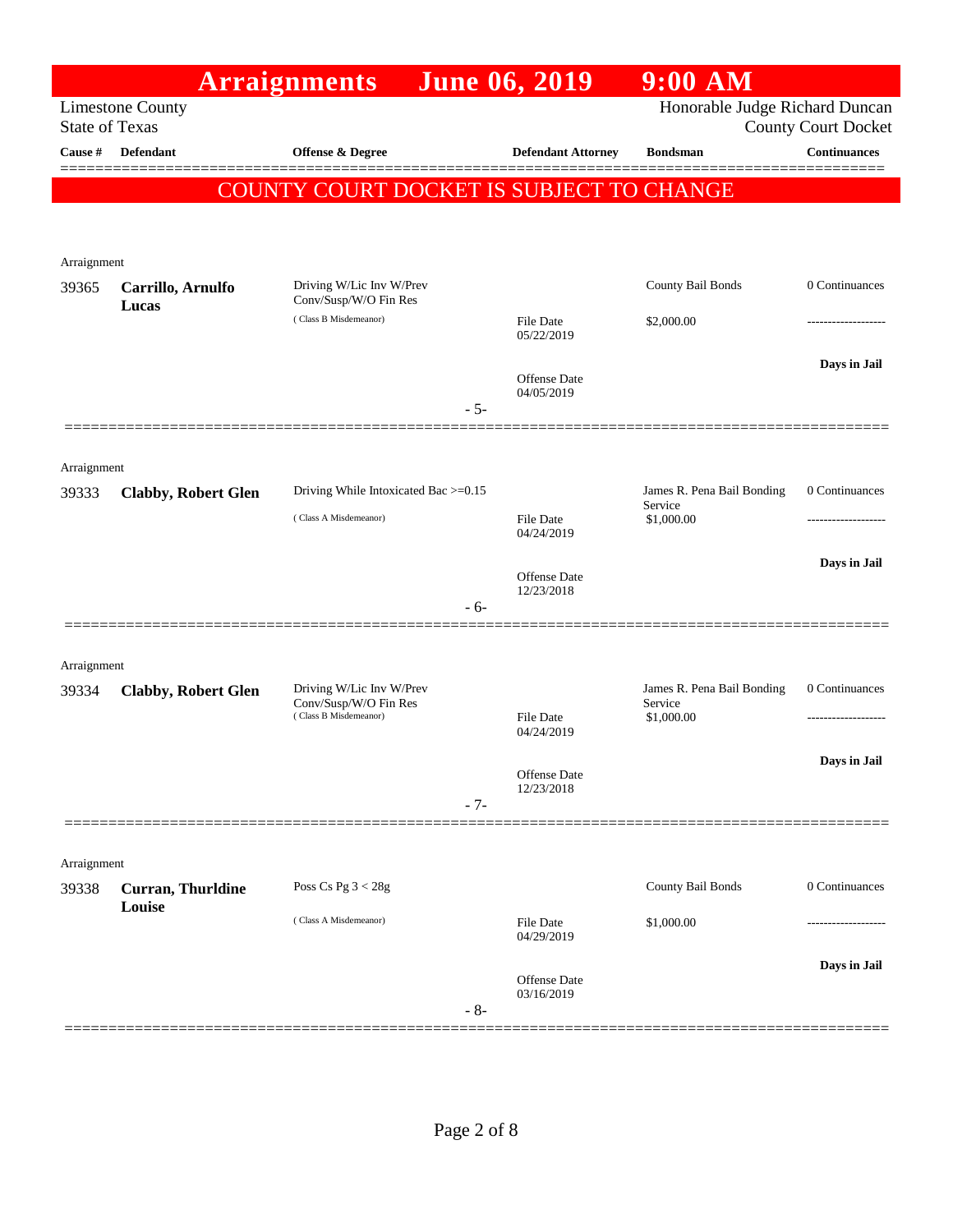# Arraignments June 06, 2019 9:00 AM

Limestone County
State of Texas

Honorable Judge Richard Duncan
County Court Docket

| Cause # | Defendant | Offense & Degree | Defendant Attorney | Bondsman | Continuances |
|---|---|---|---|---|---|

**COUNTY COURT DOCKET IS SUBJECT TO CHANGE**

Arraignment

| Cause # | Defendant | Offense & Degree | Defendant Attorney | Bondsman | Continuances |
|---|---|---|---|---|---|
| 39365 | **Carrillo, Arnulfo Lucas** | Driving W/Lic Inv W/Prev Conv/Susp/W/O Fin Res (Class B Misdemeanor) | File Date 05/22/2019 | County Bail Bonds $2,000.00 | 0 Continuances |
| | | | Offense Date 04/05/2019 | | Days in Jail |

- 5-

Arraignment

| Cause # | Defendant | Offense & Degree | Defendant Attorney | Bondsman | Continuances |
|---|---|---|---|---|---|
| 39333 | **Clabby, Robert Glen** | Driving While Intoxicated Bac >=0.15 (Class A Misdemeanor) | File Date 04/24/2019 | James R. Pena Bail Bonding Service $1,000.00 | 0 Continuances |
| | | | Offense Date 12/23/2018 | | Days in Jail |

- 6-

Arraignment

| Cause # | Defendant | Offense & Degree | Defendant Attorney | Bondsman | Continuances |
|---|---|---|---|---|---|
| 39334 | **Clabby, Robert Glen** | Driving W/Lic Inv W/Prev Conv/Susp/W/O Fin Res (Class B Misdemeanor) | File Date 04/24/2019 | James R. Pena Bail Bonding Service $1,000.00 | 0 Continuances |
| | | | Offense Date 12/23/2018 | | Days in Jail |

- 7-

Arraignment

| Cause # | Defendant | Offense & Degree | Defendant Attorney | Bondsman | Continuances |
|---|---|---|---|---|---|
| 39338 | **Curran, Thurldine Louise** | Poss Cs Pg 3 < 28g (Class A Misdemeanor) | File Date 04/29/2019 | County Bail Bonds $1,000.00 | 0 Continuances |
| | | | Offense Date 03/16/2019 | | Days in Jail |

- 8-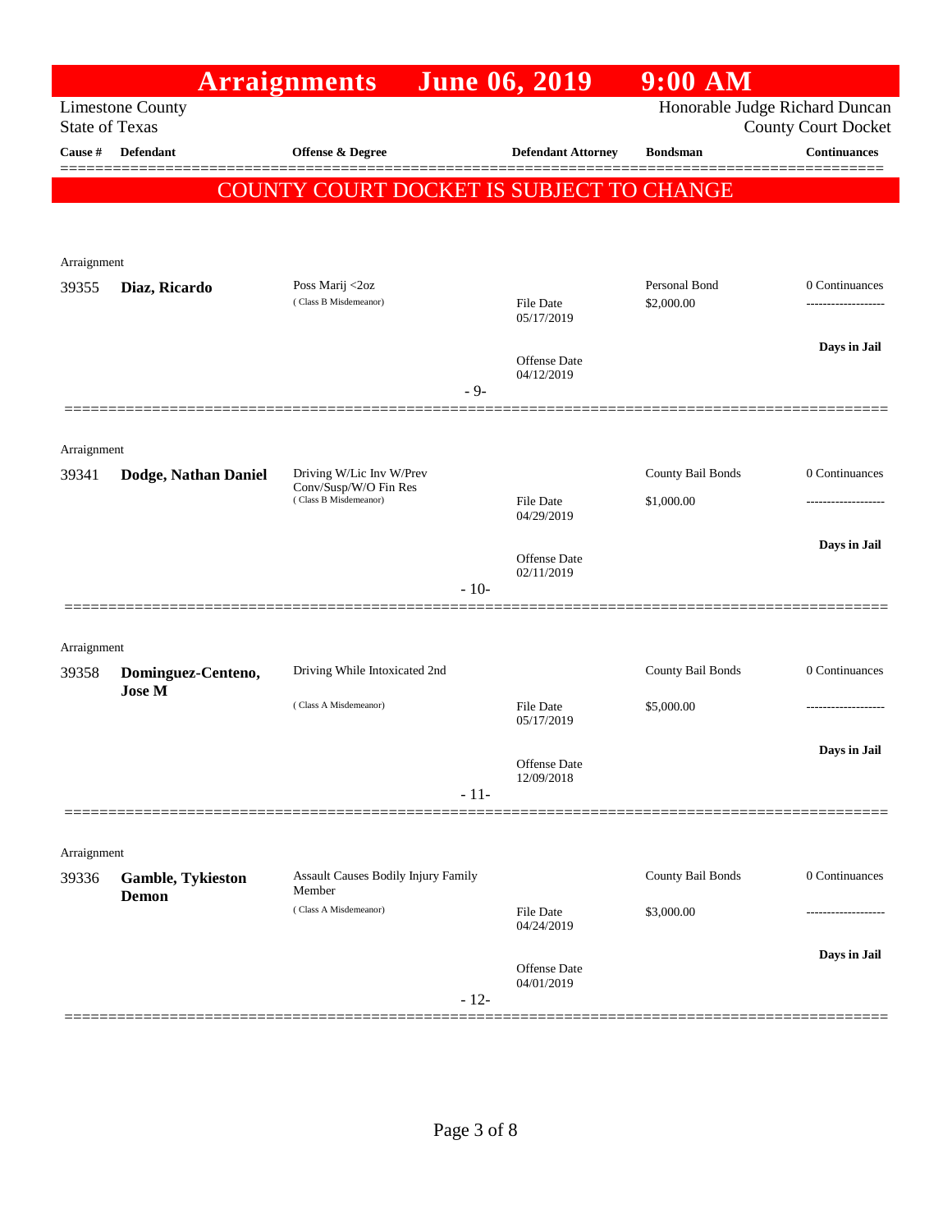# Arraignments June 06, 2019 9:00 AM

Limestone County
State of Texas

Honorable Judge Richard Duncan
County Court Docket

**COUNTY COURT DOCKET IS SUBJECT TO CHANGE**

| Cause # | Defendant | Offense & Degree | Defendant Attorney | Bondsman | Continuances |
|---|---|---|---|---|---|
| Arraignment | | | | | |
| 39355 | **Diaz, Ricardo** | Poss Marij <2oz (Class B Misdemeanor) | File Date 05/17/2019 | Personal Bond $2,000.00 | 0 Continuances |
| | | | Offense Date 04/12/2019 | | **Days in Jail** |
| | | - 9- | | | |
| Arraignment | | | | | |
| 39341 | **Dodge, Nathan Daniel** | Driving W/Lic Inv W/Prev Conv/Susp/W/O Fin Res (Class B Misdemeanor) | File Date 04/29/2019 | County Bail Bonds $1,000.00 | 0 Continuances |
| | | | Offense Date 02/11/2019 | | **Days in Jail** |
| | | - 10- | | | |
| Arraignment | | | | | |
| 39358 | **Dominguez-Centeno, Jose M** | Driving While Intoxicated 2nd (Class A Misdemeanor) | File Date 05/17/2019 | County Bail Bonds $5,000.00 | 0 Continuances |
| | | | Offense Date 12/09/2018 | | **Days in Jail** |
| | | - 11- | | | |
| Arraignment | | | | | |
| 39336 | **Gamble, Tykieston Demon** | Assault Causes Bodily Injury Family Member (Class A Misdemeanor) | File Date 04/24/2019 | County Bail Bonds $3,000.00 | 0 Continuances |
| | | | Offense Date 04/01/2019 | | **Days in Jail** |
| | | - 12- | | | |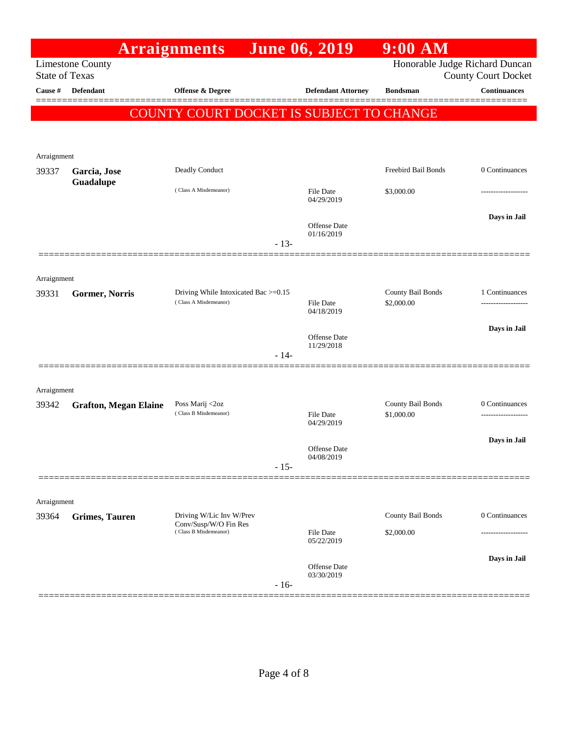# Arraignments June 06, 2019 9:00 AM

Limestone County
State of Texas

Honorable Judge Richard Duncan
County Court Docket

| Cause # | Defendant | Offense & Degree | Defendant Attorney | Bondsman | Continuances |
|---|---|---|---|---|---|

**COUNTY COURT DOCKET IS SUBJECT TO CHANGE**

Arraignment

| Cause # | Defendant | Offense & Degree | Defendant Attorney | Bondsman | Continuances |
|---|---|---|---|---|---|
| 39337 | **Garcia, Jose Guadalupe** | Deadly Conduct (Class A Misdemeanor) | File Date 04/29/2019; Offense Date 01/16/2019 | Freebird Bail Bonds $3,000.00 | 0 Continuances; Days in Jail |

- 13-

Arraignment

| Cause # | Defendant | Offense & Degree | Defendant Attorney | Bondsman | Continuances |
|---|---|---|---|---|---|
| 39331 | **Gormer, Norris** | Driving While Intoxicated Bac >=0.15 (Class A Misdemeanor) | File Date 04/18/2019; Offense Date 11/29/2018 | County Bail Bonds $2,000.00 | 1 Continuances; Days in Jail |

- 14-

Arraignment

| Cause # | Defendant | Offense & Degree | Defendant Attorney | Bondsman | Continuances |
|---|---|---|---|---|---|
| 39342 | **Grafton, Megan Elaine** | Poss Marij <2oz (Class B Misdemeanor) | File Date 04/29/2019; Offense Date 04/08/2019 | County Bail Bonds $1,000.00 | 0 Continuances; Days in Jail |

- 15-

Arraignment

| Cause # | Defendant | Offense & Degree | Defendant Attorney | Bondsman | Continuances |
|---|---|---|---|---|---|
| 39364 | **Grimes, Tauren** | Driving W/Lic Inv W/Prev Conv/Susp/W/O Fin Res (Class B Misdemeanor) | File Date 05/22/2019; Offense Date 03/30/2019 | County Bail Bonds $2,000.00 | 0 Continuances; Days in Jail |

- 16-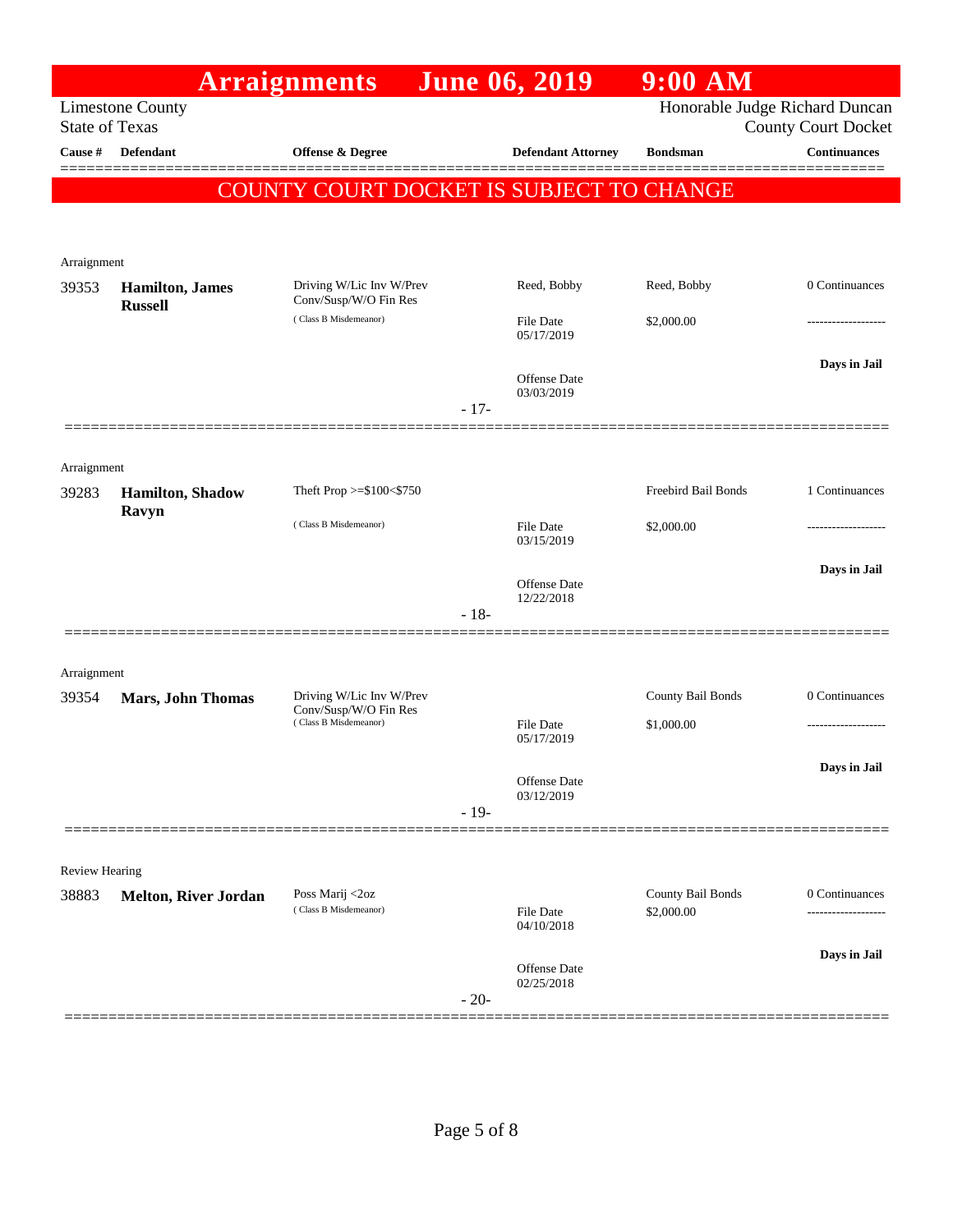# Arraignments June 06, 2019 9:00 AM

Limestone County
State of Texas

Honorable Judge Richard Duncan
County Court Docket

## COUNTY COURT DOCKET IS SUBJECT TO CHANGE

| Cause # | Defendant | Offense & Degree | Defendant Attorney | Bondsman | Continuances |
|---|---|---|---|---|---|
| **Arraignment** | | | | | |
| 39353 | **Hamilton, James Russell** | Driving W/Lic Inv W/Prev Conv/Susp/W/O Fin Res (Class B Misdemeanor) | Reed, Bobby | Reed, Bobby | 0 Continuances |
| | | | File Date 05/17/2019 | $2,000.00 | ------------------- |
| | | | Offense Date 03/03/2019 | | Days in Jail |
| | | - 17- | | | |
| **Arraignment** | | | | | |
| 39283 | **Hamilton, Shadow Ravyn** | Theft Prop >=$100<$750 (Class B Misdemeanor) | | Freebird Bail Bonds | 1 Continuances |
| | | | File Date 03/15/2019 | $2,000.00 | ------------------- |
| | | | Offense Date 12/22/2018 | | Days in Jail |
| | | - 18- | | | |
| **Arraignment** | | | | | |
| 39354 | **Mars, John Thomas** | Driving W/Lic Inv W/Prev Conv/Susp/W/O Fin Res (Class B Misdemeanor) | | County Bail Bonds | 0 Continuances |
| | | | File Date 05/17/2019 | $1,000.00 | ------------------- |
| | | | Offense Date 03/12/2019 | | Days in Jail |
| | | - 19- | | | |
| **Review Hearing** | | | | | |
| 38883 | **Melton, River Jordan** | Poss Marij <2oz (Class B Misdemeanor) | | County Bail Bonds | 0 Continuances |
| | | | File Date 04/10/2018 | $2,000.00 | ------------------- |
| | | | Offense Date 02/25/2018 | | Days in Jail |
| | | - 20- | | | |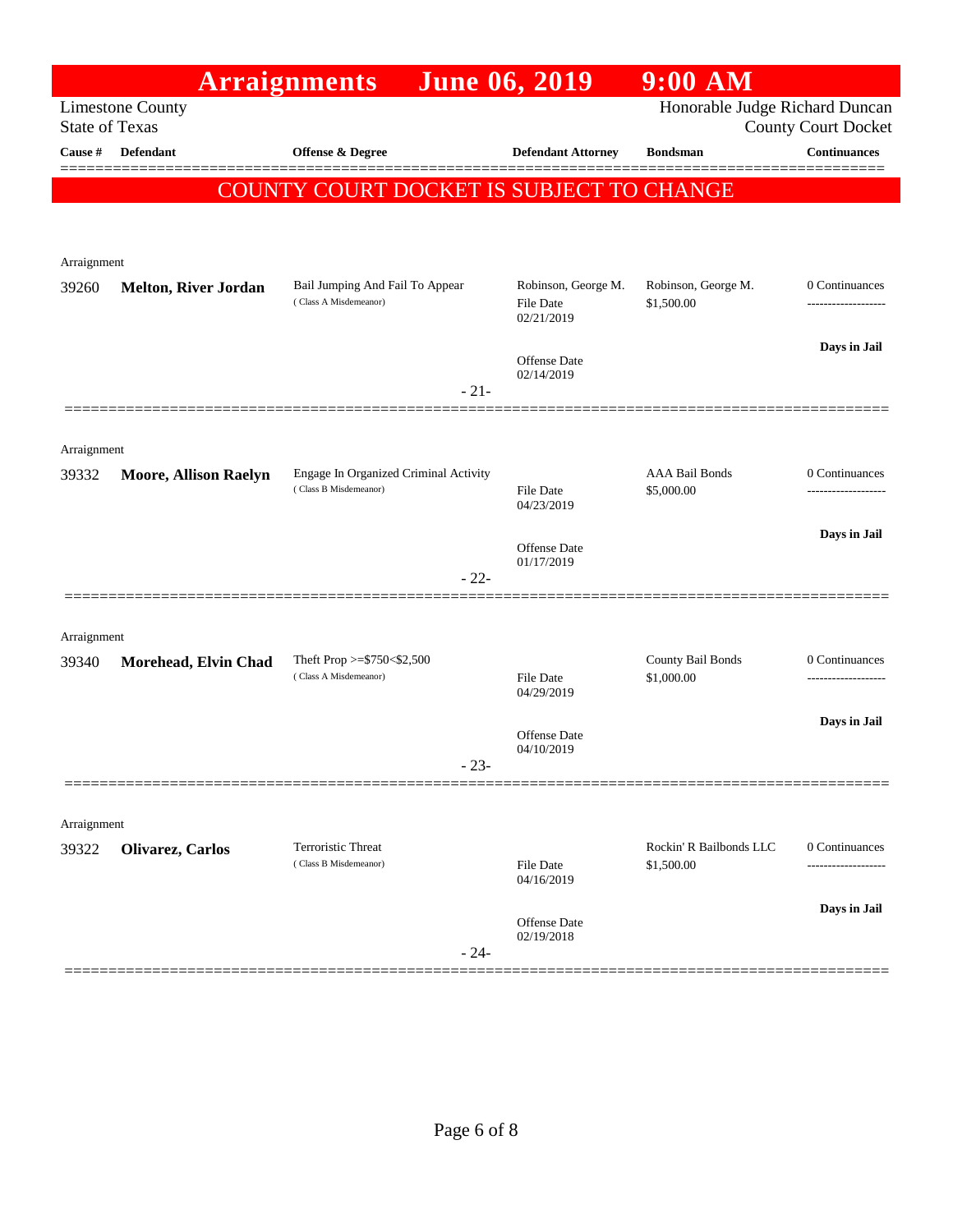# Arraignments June 06, 2019 9:00 AM

Limestone County
State of Texas

Honorable Judge Richard Duncan
County Court Docket

**COUNTY COURT DOCKET IS SUBJECT TO CHANGE**

| Cause # | Defendant | Offense & Degree | Defendant Attorney | Bondsman | Continuances |
|---|---|---|---|---|---|
| Arraignment | | | | | |
| 39260 | **Melton, River Jordan** | Bail Jumping And Fail To Appear (Class A Misdemeanor) | Robinson, George M.<br>File Date 02/21/2019<br>Offense Date 02/14/2019 | Robinson, George M.<br>$1,500.00 | 0 Continuances<br>**Days in Jail** |
| | | | - 21- | | |
| Arraignment | | | | | |
| 39332 | **Moore, Allison Raelyn** | Engage In Organized Criminal Activity (Class B Misdemeanor) | File Date 04/23/2019<br>Offense Date 01/17/2019 | AAA Bail Bonds<br>$5,000.00 | 0 Continuances<br>**Days in Jail** |
| | | | - 22- | | |
| Arraignment | | | | | |
| 39340 | **Morehead, Elvin Chad** | Theft Prop >=$750<$2,500 (Class A Misdemeanor) | File Date 04/29/2019<br>Offense Date 04/10/2019 | County Bail Bonds<br>$1,000.00 | 0 Continuances<br>**Days in Jail** |
| | | | - 23- | | |
| Arraignment | | | | | |
| 39322 | **Olivarez, Carlos** | Terroristic Threat (Class B Misdemeanor) | File Date 04/16/2019<br>Offense Date 02/19/2018 | Rockin' R Bailbonds LLC<br>$1,500.00 | 0 Continuances<br>**Days in Jail** |
| | | | - 24- | | |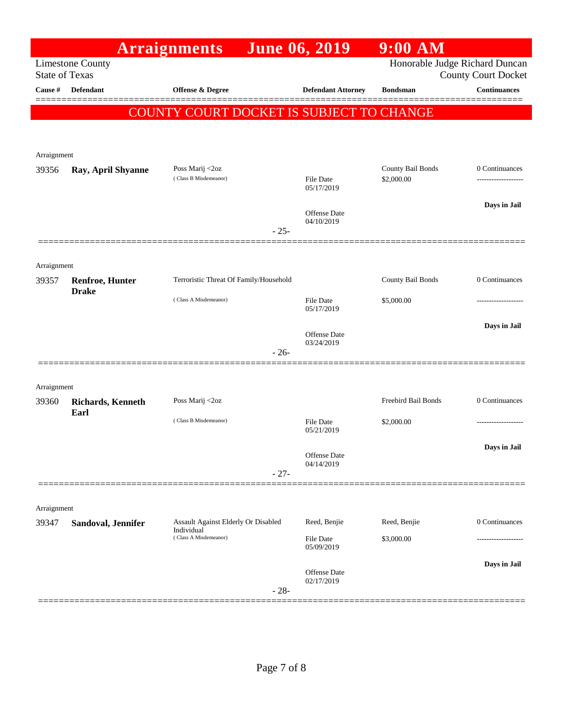# Arraignments June 06, 2019 9:00 AM

Limestone County
State of Texas

Honorable Judge Richard Duncan
County Court Docket

| Cause # | Defendant | Offense & Degree | Defendant Attorney | Bondsman | Continuances |
|---|---|---|---|---|---|

**COUNTY COURT DOCKET IS SUBJECT TO CHANGE**

Arraignment

| Cause # | Defendant | Offense & Degree | Defendant Attorney | Bondsman | Continuances |
|---|---|---|---|---|---|
| 39356 | **Ray, April Shyanne** | Poss Marij <2oz (Class B Misdemeanor) | File Date 05/17/2019; Offense Date 04/10/2019 | County Bail Bonds $2,000.00 | 0 Continuances; Days in Jail |

- 25-

Arraignment

| Cause # | Defendant | Offense & Degree | Defendant Attorney | Bondsman | Continuances |
|---|---|---|---|---|---|
| 39357 | **Renfroe, Hunter Drake** | Terroristic Threat Of Family/Household (Class A Misdemeanor) | File Date 05/17/2019; Offense Date 03/24/2019 | County Bail Bonds $5,000.00 | 0 Continuances; Days in Jail |

- 26-

Arraignment

| Cause # | Defendant | Offense & Degree | Defendant Attorney | Bondsman | Continuances |
|---|---|---|---|---|---|
| 39360 | **Richards, Kenneth Earl** | Poss Marij <2oz (Class B Misdemeanor) | File Date 05/21/2019; Offense Date 04/14/2019 | Freebird Bail Bonds $2,000.00 | 0 Continuances; Days in Jail |

- 27-

Arraignment

| Cause # | Defendant | Offense & Degree | Defendant Attorney | Bondsman | Continuances |
|---|---|---|---|---|---|
| 39347 | **Sandoval, Jennifer** | Assault Against Elderly Or Disabled Individual (Class A Misdemeanor) | Reed, Benjie; File Date 05/09/2019; Offense Date 02/17/2019 | Reed, Benjie $3,000.00 | 0 Continuances; Days in Jail |

- 28-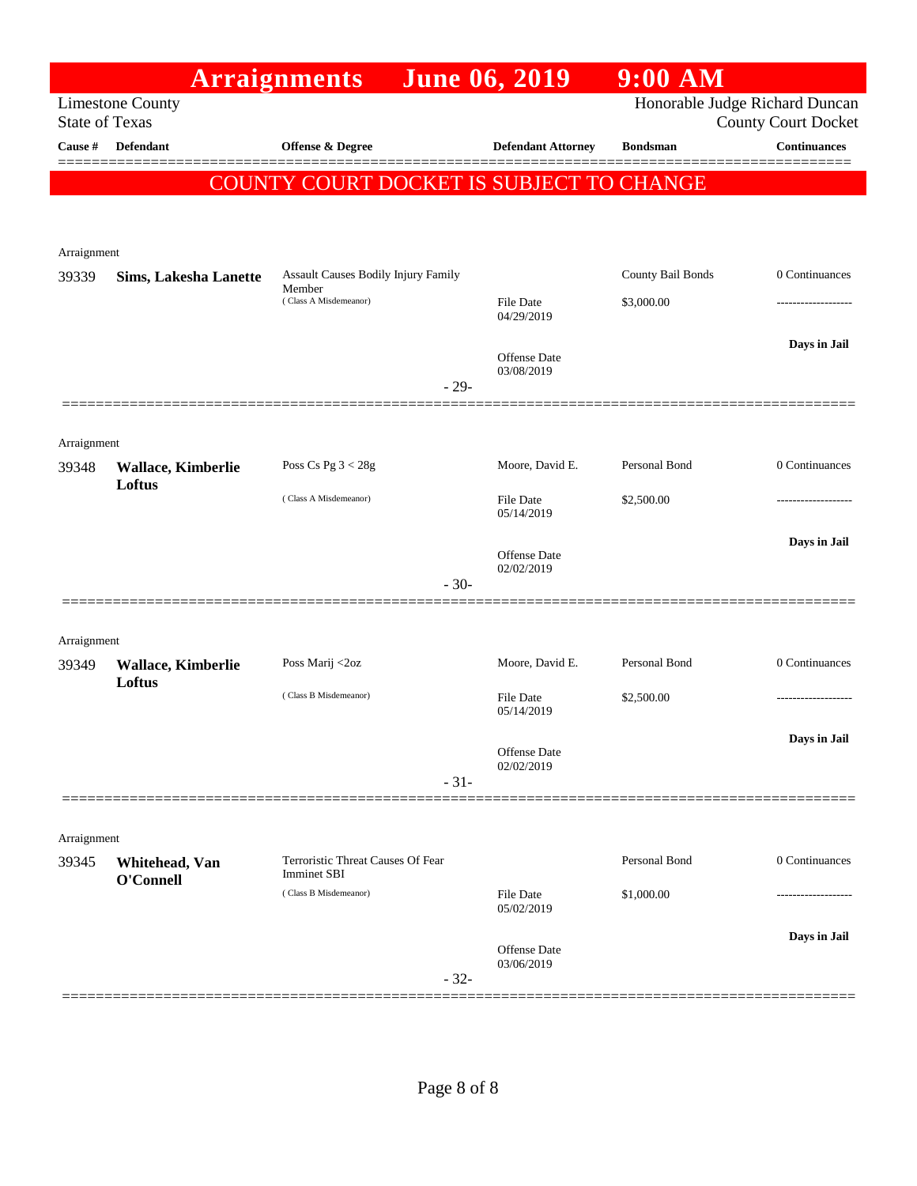# Arraignments June 06, 2019 9:00 AM

Limestone County
State of Texas

Honorable Judge Richard Duncan
County Court Docket

| Cause # | Defendant | Offense & Degree | Defendant Attorney | Bondsman | Continuances |
|---|---|---|---|---|---|

**COUNTY COURT DOCKET IS SUBJECT TO CHANGE**

---

Arraignment

| Cause # | Defendant | Offense & Degree | Defendant Attorney | Bondsman | Continuances |
|---|---|---|---|---|---|
| 39339 | **Sims, Lakesha Lanette** | Assault Causes Bodily Injury Family Member (Class A Misdemeanor) | File Date 04/29/2019<br>Offense Date 03/08/2019 | County Bail Bonds<br>$3,000.00 | 0 Continuances<br>-------------------<br>**Days in Jail** |

- 29-

---

Arraignment

| Cause # | Defendant | Offense & Degree | Defendant Attorney | Bondsman | Continuances |
|---|---|---|---|---|---|
| 39348 | **Wallace, Kimberlie Loftus** | Poss Cs Pg 3 < 28g (Class A Misdemeanor) | Moore, David E.<br>File Date 05/14/2019<br>Offense Date 02/02/2019 | Personal Bond<br>$2,500.00 | 0 Continuances<br>-------------------<br>**Days in Jail** |

- 30-

---

Arraignment

| Cause # | Defendant | Offense & Degree | Defendant Attorney | Bondsman | Continuances |
|---|---|---|---|---|---|
| 39349 | **Wallace, Kimberlie Loftus** | Poss Marij <2oz (Class B Misdemeanor) | Moore, David E.<br>File Date 05/14/2019<br>Offense Date 02/02/2019 | Personal Bond<br>$2,500.00 | 0 Continuances<br>-------------------<br>**Days in Jail** |

- 31-

---

Arraignment

| Cause # | Defendant | Offense & Degree | Defendant Attorney | Bondsman | Continuances |
|---|---|---|---|---|---|
| 39345 | **Whitehead, Van O'Connell** | Terroristic Threat Causes Of Fear Imminet SBI (Class B Misdemeanor) | File Date 05/02/2019<br>Offense Date 03/06/2019 | Personal Bond<br>$1,000.00 | 0 Continuances<br>-------------------<br>**Days in Jail** |

- 32-